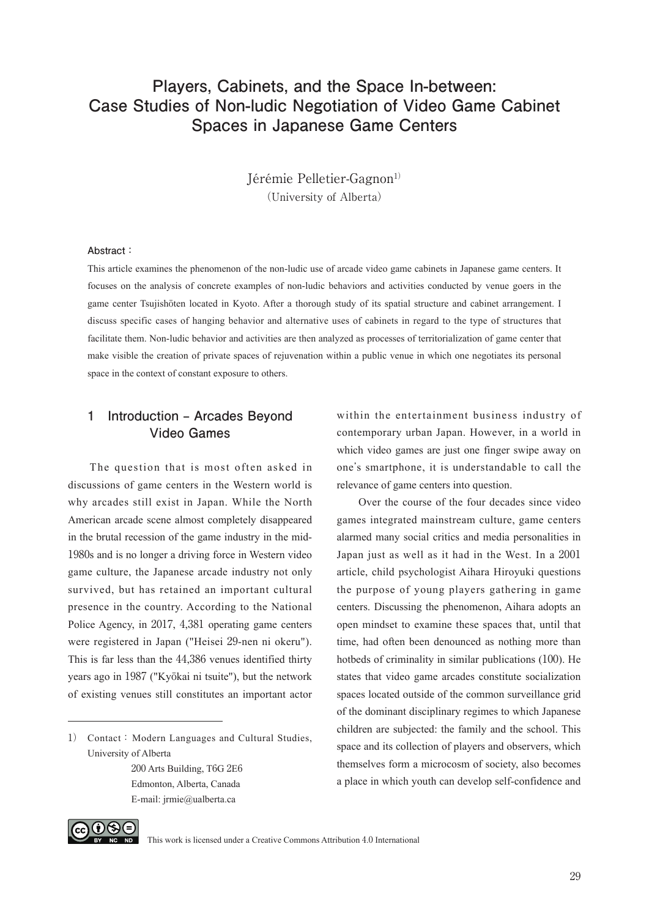# Players, Cabinets, and the Space In-between: Case Studies of Non-ludic Negotiation of Video Game Cabinet Spaces in Japanese Game Centers

Jérémie Pelletier-Gagnon[1)]
(University of Alberta)

**Abstract：**

This article examines the phenomenon of the non-ludic use of arcade video game cabinets in Japanese game centers. It focuses on the analysis of concrete examples of non-ludic behaviors and activities conducted by venue goers in the game center Tsujishōten located in Kyoto. After a thorough study of its spatial structure and cabinet arrangement. I discuss specific cases of hanging behavior and alternative uses of cabinets in regard to the type of structures that facilitate them. Non-ludic behavior and activities are then analyzed as processes of territorialization of game center that make visible the creation of private spaces of rejuvenation within a public venue in which one negotiates its personal space in the context of constant exposure to others.

## 1 Introduction – Arcades Beyond Video Games

The question that is most often asked in discussions of game centers in the Western world is why arcades still exist in Japan. While the North American arcade scene almost completely disappeared in the brutal recession of the game industry in the mid-1980s and is no longer a driving force in Western video game culture, the Japanese arcade industry not only survived, but has retained an important cultural presence in the country. According to the National Police Agency, in 2017, 4,381 operating game centers were registered in Japan ("Heisei 29-nen ni okeru"). This is far less than the 44,386 venues identified thirty years ago in 1987 ("Kyōkai ni tsuite"), but the network of existing venues still constitutes an important actor within the entertainment business industry of contemporary urban Japan. However, in a world in which video games are just one finger swipe away on one's smartphone, it is understandable to call the relevance of game centers into question.

Over the course of the four decades since video games integrated mainstream culture, game centers alarmed many social critics and media personalities in Japan just as well as it had in the West. In a 2001 article, child psychologist Aihara Hiroyuki questions the purpose of young players gathering in game centers. Discussing the phenomenon, Aihara adopts an open mindset to examine these spaces that, until that time, had often been denounced as nothing more than hotbeds of criminality in similar publications (100). He states that video game arcades constitute socialization spaces located outside of the common surveillance grid of the dominant disciplinary regimes to which Japanese children are subjected: the family and the school. This space and its collection of players and observers, which themselves form a microcosm of society, also becomes a place in which youth can develop self-confidence and

---

1) Contact：Modern Languages and Cultural Studies, University of Alberta
200 Arts Building, T6G 2E6
Edmonton, Alberta, Canada
E-mail: jrmie@ualberta.ca

This work is licensed under a Creative Commons Attribution 4.0 International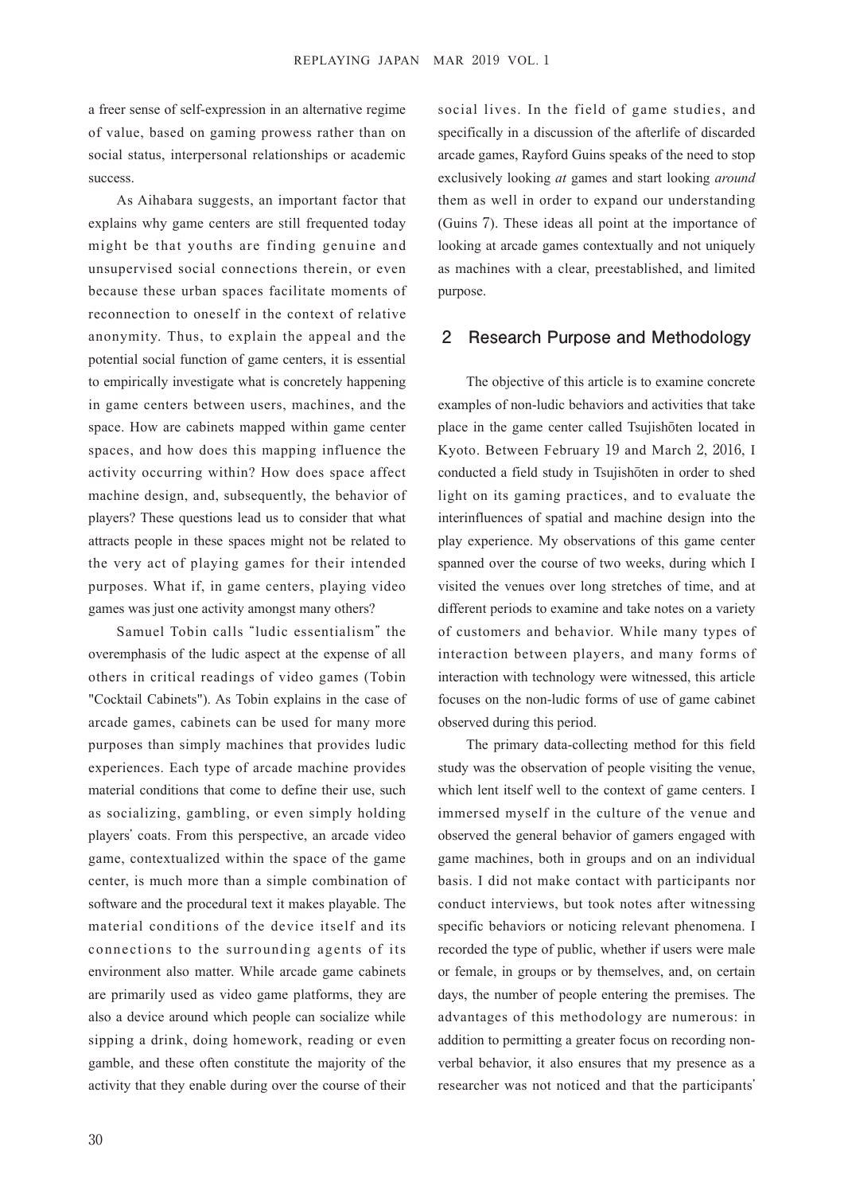a freer sense of self-expression in an alternative regime of value, based on gaming prowess rather than on social status, interpersonal relationships or academic success.

As Aihabara suggests, an important factor that explains why game centers are still frequented today might be that youths are finding genuine and unsupervised social connections therein, or even because these urban spaces facilitate moments of reconnection to oneself in the context of relative anonymity. Thus, to explain the appeal and the potential social function of game centers, it is essential to empirically investigate what is concretely happening in game centers between users, machines, and the space. How are cabinets mapped within game center spaces, and how does this mapping influence the activity occurring within? How does space affect machine design, and, subsequently, the behavior of players? These questions lead us to consider that what attracts people in these spaces might not be related to the very act of playing games for their intended purposes. What if, in game centers, playing video games was just one activity amongst many others?

Samuel Tobin calls "ludic essentialism" the overemphasis of the ludic aspect at the expense of all others in critical readings of video games (Tobin "Cocktail Cabinets"). As Tobin explains in the case of arcade games, cabinets can be used for many more purposes than simply machines that provides ludic experiences. Each type of arcade machine provides material conditions that come to define their use, such as socializing, gambling, or even simply holding players' coats. From this perspective, an arcade video game, contextualized within the space of the game center, is much more than a simple combination of software and the procedural text it makes playable. The material conditions of the device itself and its connections to the surrounding agents of its environment also matter. While arcade game cabinets are primarily used as video game platforms, they are also a device around which people can socialize while sipping a drink, doing homework, reading or even gamble, and these often constitute the majority of the activity that they enable during over the course of their social lives. In the field of game studies, and specifically in a discussion of the afterlife of discarded arcade games, Rayford Guins speaks of the need to stop exclusively looking *at* games and start looking *around* them as well in order to expand our understanding (Guins 7). These ideas all point at the importance of looking at arcade games contextually and not uniquely as machines with a clear, preestablished, and limited purpose.

## 2 Research Purpose and Methodology

The objective of this article is to examine concrete examples of non-ludic behaviors and activities that take place in the game center called Tsujishōten located in Kyoto. Between February 19 and March 2, 2016, I conducted a field study in Tsujishōten in order to shed light on its gaming practices, and to evaluate the interinfluences of spatial and machine design into the play experience. My observations of this game center spanned over the course of two weeks, during which I visited the venues over long stretches of time, and at different periods to examine and take notes on a variety of customers and behavior. While many types of interaction between players, and many forms of interaction with technology were witnessed, this article focuses on the non-ludic forms of use of game cabinet observed during this period.

The primary data-collecting method for this field study was the observation of people visiting the venue, which lent itself well to the context of game centers. I immersed myself in the culture of the venue and observed the general behavior of gamers engaged with game machines, both in groups and on an individual basis. I did not make contact with participants nor conduct interviews, but took notes after witnessing specific behaviors or noticing relevant phenomena. I recorded the type of public, whether if users were male or female, in groups or by themselves, and, on certain days, the number of people entering the premises. The advantages of this methodology are numerous: in addition to permitting a greater focus on recording non-verbal behavior, it also ensures that my presence as a researcher was not noticed and that the participants'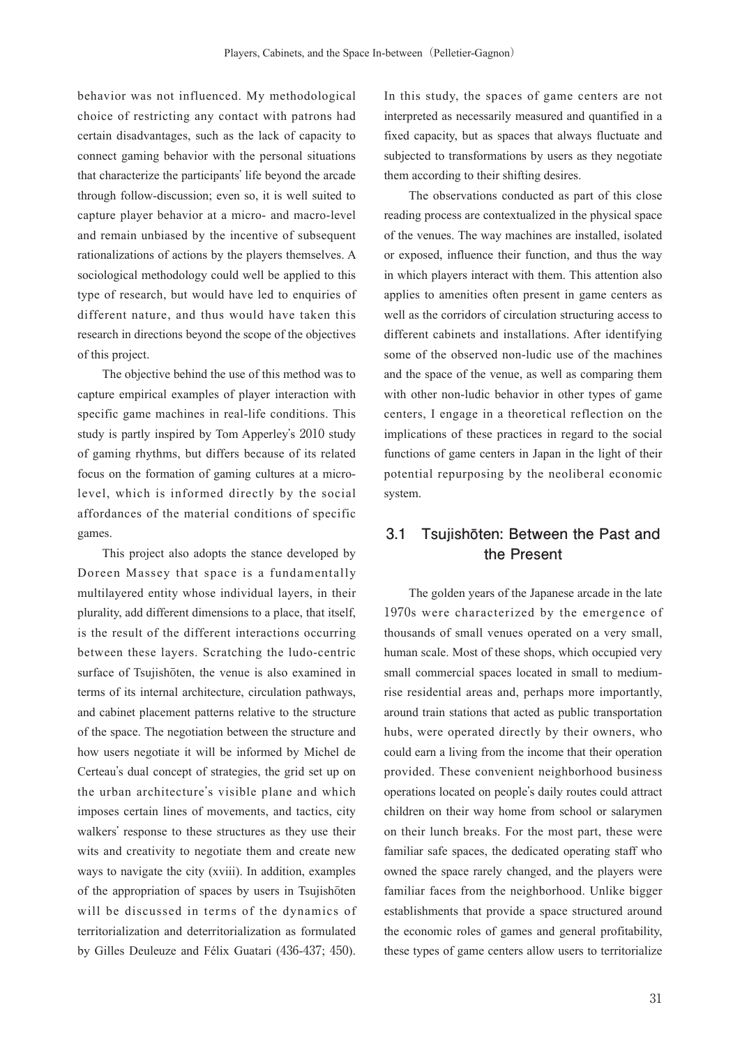behavior was not influenced. My methodological choice of restricting any contact with patrons had certain disadvantages, such as the lack of capacity to connect gaming behavior with the personal situations that characterize the participants' life beyond the arcade through follow-discussion; even so, it is well suited to capture player behavior at a micro- and macro-level and remain unbiased by the incentive of subsequent rationalizations of actions by the players themselves. A sociological methodology could well be applied to this type of research, but would have led to enquiries of different nature, and thus would have taken this research in directions beyond the scope of the objectives of this project.

The objective behind the use of this method was to capture empirical examples of player interaction with specific game machines in real-life conditions. This study is partly inspired by Tom Apperley's 2010 study of gaming rhythms, but differs because of its related focus on the formation of gaming cultures at a micro-level, which is informed directly by the social affordances of the material conditions of specific games.

This project also adopts the stance developed by Doreen Massey that space is a fundamentally multilayered entity whose individual layers, in their plurality, add different dimensions to a place, that itself, is the result of the different interactions occurring between these layers. Scratching the ludo-centric surface of Tsujishōten, the venue is also examined in terms of its internal architecture, circulation pathways, and cabinet placement patterns relative to the structure of the space. The negotiation between the structure and how users negotiate it will be informed by Michel de Certeau's dual concept of strategies, the grid set up on the urban architecture's visible plane and which imposes certain lines of movements, and tactics, city walkers' response to these structures as they use their wits and creativity to negotiate them and create new ways to navigate the city (xviii). In addition, examples of the appropriation of spaces by users in Tsujishōten will be discussed in terms of the dynamics of territorialization and deterritorialization as formulated by Gilles Deuleuze and Félix Guatari (436-437; 450). In this study, the spaces of game centers are not interpreted as necessarily measured and quantified in a fixed capacity, but as spaces that always fluctuate and subjected to transformations by users as they negotiate them according to their shifting desires.

The observations conducted as part of this close reading process are contextualized in the physical space of the venues. The way machines are installed, isolated or exposed, influence their function, and thus the way in which players interact with them. This attention also applies to amenities often present in game centers as well as the corridors of circulation structuring access to different cabinets and installations. After identifying some of the observed non-ludic use of the machines and the space of the venue, as well as comparing them with other non-ludic behavior in other types of game centers, I engage in a theoretical reflection on the implications of these practices in regard to the social functions of game centers in Japan in the light of their potential repurposing by the neoliberal economic system.

## 3.1 Tsujishōten: Between the Past and the Present

The golden years of the Japanese arcade in the late 1970s were characterized by the emergence of thousands of small venues operated on a very small, human scale. Most of these shops, which occupied very small commercial spaces located in small to medium-rise residential areas and, perhaps more importantly, around train stations that acted as public transportation hubs, were operated directly by their owners, who could earn a living from the income that their operation provided. These convenient neighborhood business operations located on people's daily routes could attract children on their way home from school or salarymen on their lunch breaks. For the most part, these were familiar safe spaces, the dedicated operating staff who owned the space rarely changed, and the players were familiar faces from the neighborhood. Unlike bigger establishments that provide a space structured around the economic roles of games and general profitability, these types of game centers allow users to territorialize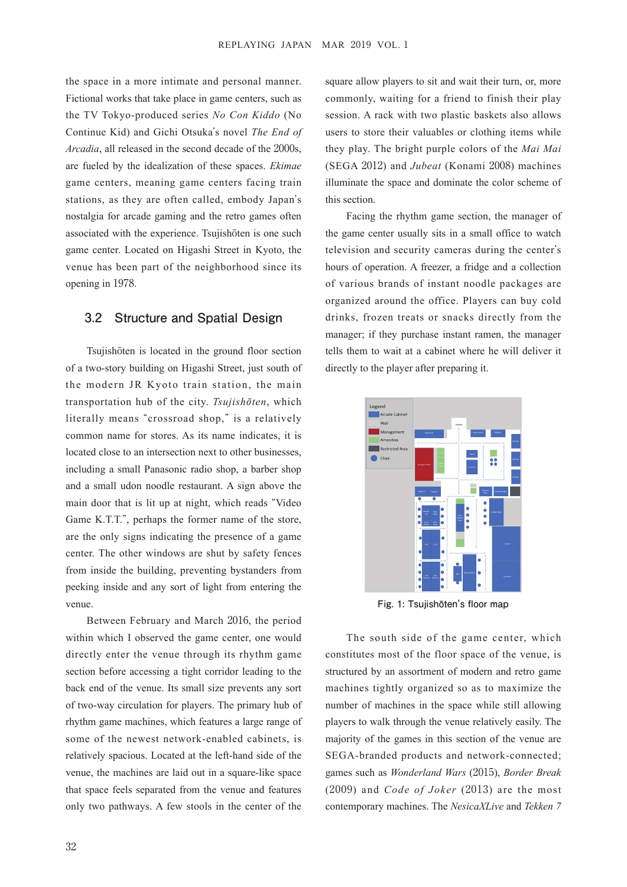the space in a more intimate and personal manner. Fictional works that take place in game centers, such as the TV Tokyo-produced series *No Con Kiddo* (No Continue Kid) and Gichi Otsuka's novel *The End of Arcadia*, all released in the second decade of the 2000s, are fueled by the idealization of these spaces. *Ekimae* game centers, meaning game centers facing train stations, as they are often called, embody Japan's nostalgia for arcade gaming and the retro games often associated with the experience. Tsujishōten is one such game center. Located on Higashi Street in Kyoto, the venue has been part of the neighborhood since its opening in 1978.

## 3.2 Structure and Spatial Design

Tsujishōten is located in the ground floor section of a two-story building on Higashi Street, just south of the modern JR Kyoto train station, the main transportation hub of the city. *Tsujishōten*, which literally means "crossroad shop," is a relatively common name for stores. As its name indicates, it is located close to an intersection next to other businesses, including a small Panasonic radio shop, a barber shop and a small udon noodle restaurant. A sign above the main door that is lit up at night, which reads "Video Game K.T.T.", perhaps the former name of the store, are the only signs indicating the presence of a game center. The other windows are shut by safety fences from inside the building, preventing bystanders from peeking inside and any sort of light from entering the venue.

Between February and March 2016, the period within which I observed the game center, one would directly enter the venue through its rhythm game section before accessing a tight corridor leading to the back end of the venue. Its small size prevents any sort of two-way circulation for players. The primary hub of rhythm game machines, which features a large range of some of the newest network-enabled cabinets, is relatively spacious. Located at the left-hand side of the venue, the machines are laid out in a square-like space that space feels separated from the venue and features only two pathways. A few stools in the center of the square allow players to sit and wait their turn, or, more commonly, waiting for a friend to finish their play session. A rack with two plastic baskets also allows users to store their valuables or clothing items while they play. The bright purple colors of the *Mai Mai* (SEGA 2012) and *Jubeat* (Konami 2008) machines illuminate the space and dominate the color scheme of this section.

Facing the rhythm game section, the manager of the game center usually sits in a small office to watch television and security cameras during the center's hours of operation. A freezer, a fridge and a collection of various brands of instant noodle packages are organized around the office. Players can buy cold drinks, frozen treats or snacks directly from the manager; if they purchase instant ramen, the manager tells them to wait at a cabinet where he will deliver it directly to the player after preparing it.

Fig. 1: Tsujishōten's floor map

The south side of the game center, which constitutes most of the floor space of the venue, is structured by an assortment of modern and retro game machines tightly organized so as to maximize the number of machines in the space while still allowing players to walk through the venue relatively easily. The majority of the games in this section of the venue are SEGA-branded products and network-connected; games such as *Wonderland Wars* (2015), *Border Break* (2009) and *Code of Joker* (2013) are the most contemporary machines. The *NesicaXLive* and *Tekken 7*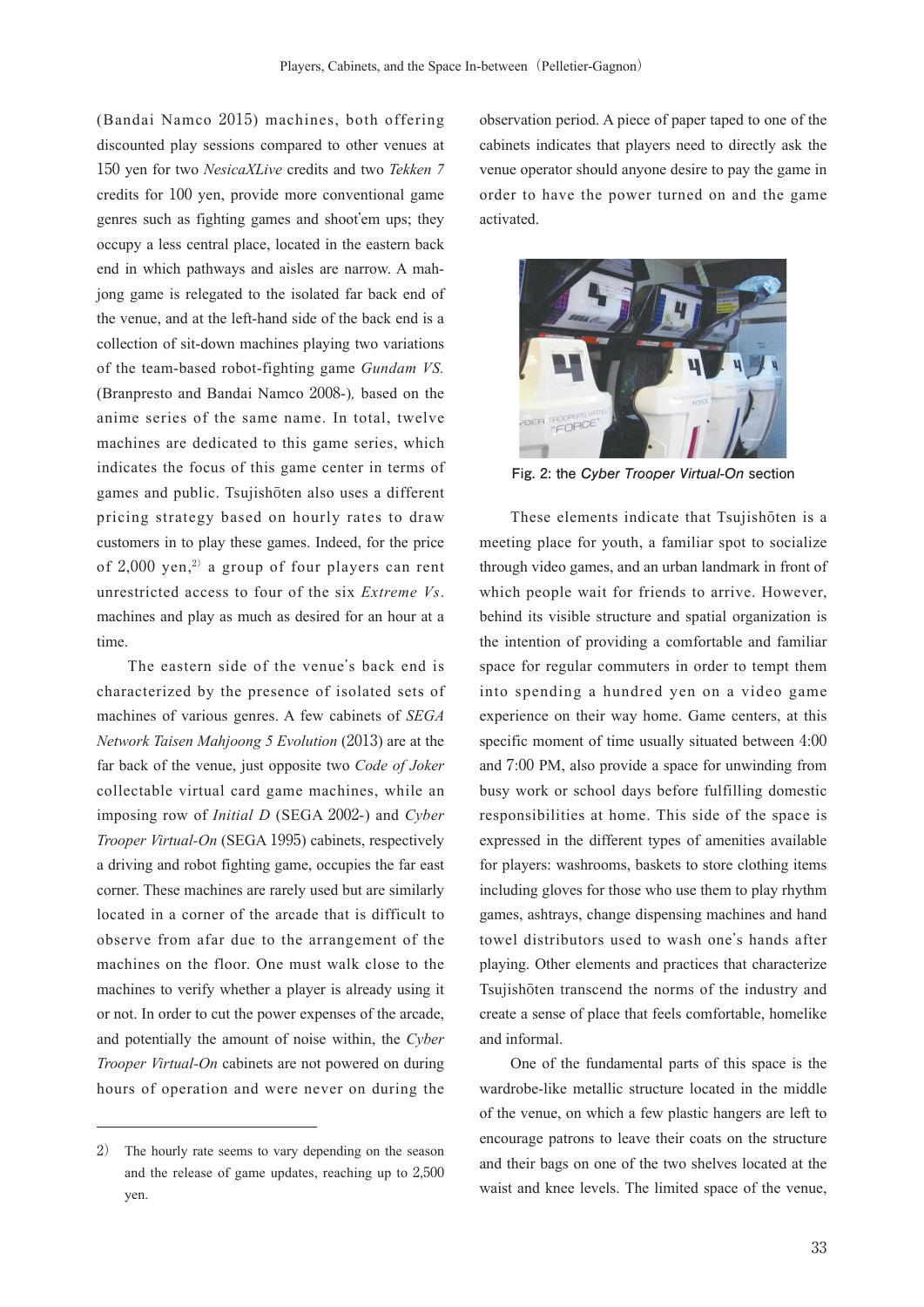(Bandai Namco 2015) machines, both offering discounted play sessions compared to other venues at 150 yen for two *NesicaXLive* credits and two *Tekken 7* credits for 100 yen, provide more conventional game genres such as fighting games and shoot'em ups; they occupy a less central place, located in the eastern back end in which pathways and aisles are narrow. A mahjong game is relegated to the isolated far back end of the venue, and at the left-hand side of the back end is a collection of sit-down machines playing two variations of the team-based robot-fighting game *Gundam VS.* (Branpresto and Bandai Namco 2008-), based on the anime series of the same name. In total, twelve machines are dedicated to this game series, which indicates the focus of this game center in terms of games and public. Tsujishōten also uses a different pricing strategy based on hourly rates to draw customers in to play these games. Indeed, for the price of 2,000 yen,[2] a group of four players can rent unrestricted access to four of the six *Extreme Vs.* machines and play as much as desired for an hour at a time.

The eastern side of the venue's back end is characterized by the presence of isolated sets of machines of various genres. A few cabinets of *SEGA Network Taisen Mahjoong 5 Evolution* (2013) are at the far back of the venue, just opposite two *Code of Joker* collectable virtual card game machines, while an imposing row of *Initial D* (SEGA 2002-) and *Cyber Trooper Virtual-On* (SEGA 1995) cabinets, respectively a driving and robot fighting game, occupies the far east corner. These machines are rarely used but are similarly located in a corner of the arcade that is difficult to observe from afar due to the arrangement of the machines on the floor. One must walk close to the machines to verify whether a player is already using it or not. In order to cut the power expenses of the arcade, and potentially the amount of noise within, the *Cyber Trooper Virtual-On* cabinets are not powered on during hours of operation and were never on during the observation period. A piece of paper taped to one of the cabinets indicates that players need to directly ask the venue operator should anyone desire to pay the game in order to have the power turned on and the game activated.

Fig. 2: the *Cyber Trooper Virtual-On* section

These elements indicate that Tsujishōten is a meeting place for youth, a familiar spot to socialize through video games, and an urban landmark in front of which people wait for friends to arrive. However, behind its visible structure and spatial organization is the intention of providing a comfortable and familiar space for regular commuters in order to tempt them into spending a hundred yen on a video game experience on their way home. Game centers, at this specific moment of time usually situated between 4:00 and 7:00 PM, also provide a space for unwinding from busy work or school days before fulfilling domestic responsibilities at home. This side of the space is expressed in the different types of amenities available for players: washrooms, baskets to store clothing items including gloves for those who use them to play rhythm games, ashtrays, change dispensing machines and hand towel distributors used to wash one's hands after playing. Other elements and practices that characterize Tsujishōten transcend the norms of the industry and create a sense of place that feels comfortable, homelike and informal.

One of the fundamental parts of this space is the wardrobe-like metallic structure located in the middle of the venue, on which a few plastic hangers are left to encourage patrons to leave their coats on the structure and their bags on one of the two shelves located at the waist and knee levels. The limited space of the venue,

---

2) The hourly rate seems to vary depending on the season and the release of game updates, reaching up to 2,500 yen.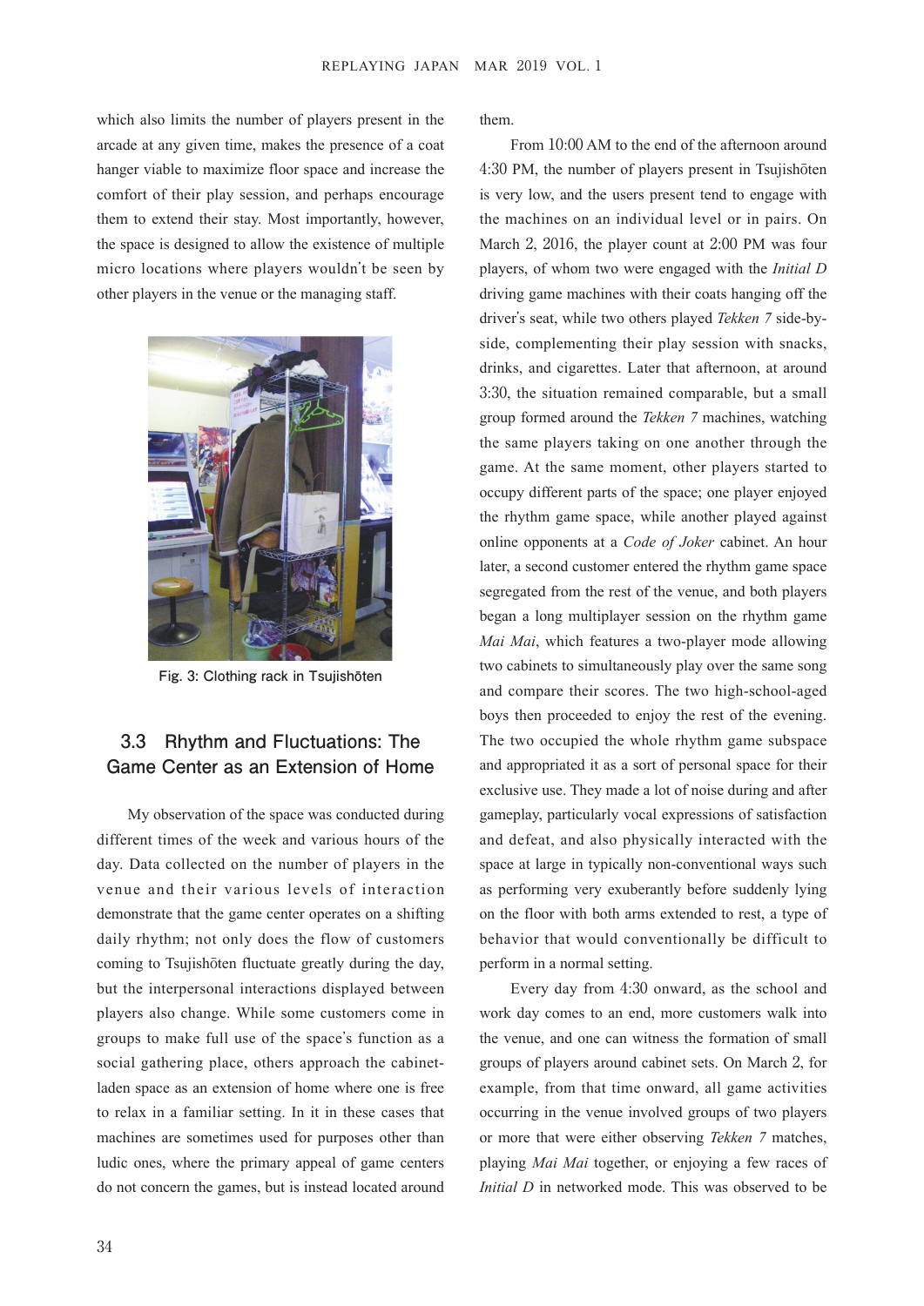which also limits the number of players present in the arcade at any given time, makes the presence of a coat hanger viable to maximize floor space and increase the comfort of their play session, and perhaps encourage them to extend their stay. Most importantly, however, the space is designed to allow the existence of multiple micro locations where players wouldn't be seen by other players in the venue or the managing staff.

Fig. 3: Clothing rack in Tsujishōten

## 3.3 Rhythm and Fluctuations: The Game Center as an Extension of Home

My observation of the space was conducted during different times of the week and various hours of the day. Data collected on the number of players in the venue and their various levels of interaction demonstrate that the game center operates on a shifting daily rhythm; not only does the flow of customers coming to Tsujishōten fluctuate greatly during the day, but the interpersonal interactions displayed between players also change. While some customers come in groups to make full use of the space's function as a social gathering place, others approach the cabinet-laden space as an extension of home where one is free to relax in a familiar setting. In it in these cases that machines are sometimes used for purposes other than ludic ones, where the primary appeal of game centers do not concern the games, but is instead located around them.

From 10:00 AM to the end of the afternoon around 4:30 PM, the number of players present in Tsujishōten is very low, and the users present tend to engage with the machines on an individual level or in pairs. On March 2, 2016, the player count at 2:00 PM was four players, of whom two were engaged with the *Initial D* driving game machines with their coats hanging off the driver's seat, while two others played *Tekken 7* side-by-side, complementing their play session with snacks, drinks, and cigarettes. Later that afternoon, at around 3:30, the situation remained comparable, but a small group formed around the *Tekken 7* machines, watching the same players taking on one another through the game. At the same moment, other players started to occupy different parts of the space; one player enjoyed the rhythm game space, while another played against online opponents at a *Code of Joker* cabinet. An hour later, a second customer entered the rhythm game space segregated from the rest of the venue, and both players began a long multiplayer session on the rhythm game *Mai Mai*, which features a two-player mode allowing two cabinets to simultaneously play over the same song and compare their scores. The two high-school-aged boys then proceeded to enjoy the rest of the evening. The two occupied the whole rhythm game subspace and appropriated it as a sort of personal space for their exclusive use. They made a lot of noise during and after gameplay, particularly vocal expressions of satisfaction and defeat, and also physically interacted with the space at large in typically non-conventional ways such as performing very exuberantly before suddenly lying on the floor with both arms extended to rest, a type of behavior that would conventionally be difficult to perform in a normal setting.

Every day from 4:30 onward, as the school and work day comes to an end, more customers walk into the venue, and one can witness the formation of small groups of players around cabinet sets. On March 2, for example, from that time onward, all game activities occurring in the venue involved groups of two players or more that were either observing *Tekken 7* matches, playing *Mai Mai* together, or enjoying a few races of *Initial D* in networked mode. This was observed to be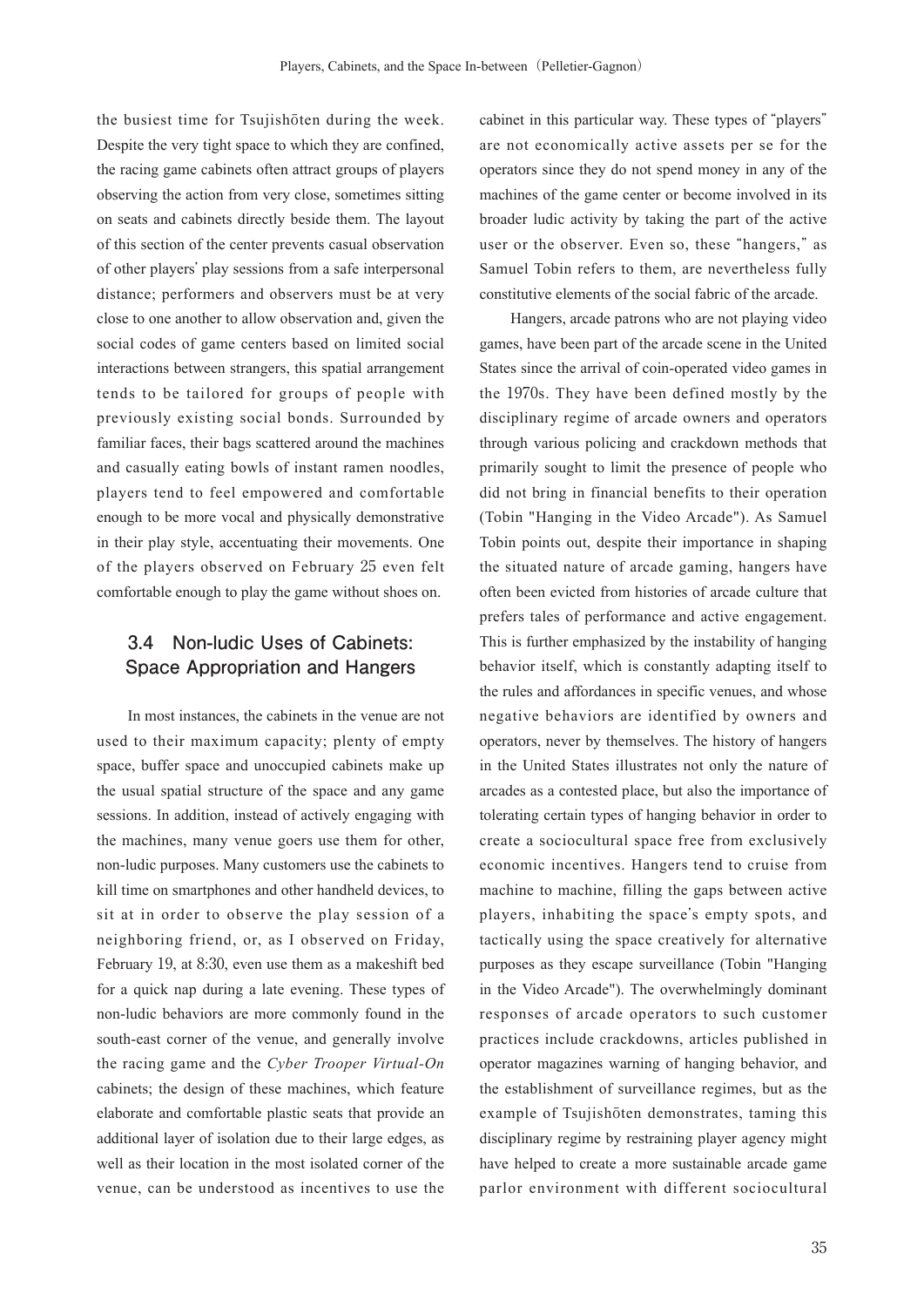the busiest time for Tsujishōten during the week. Despite the very tight space to which they are confined, the racing game cabinets often attract groups of players observing the action from very close, sometimes sitting on seats and cabinets directly beside them. The layout of this section of the center prevents casual observation of other players' play sessions from a safe interpersonal distance; performers and observers must be at very close to one another to allow observation and, given the social codes of game centers based on limited social interactions between strangers, this spatial arrangement tends to be tailored for groups of people with previously existing social bonds. Surrounded by familiar faces, their bags scattered around the machines and casually eating bowls of instant ramen noodles, players tend to feel empowered and comfortable enough to be more vocal and physically demonstrative in their play style, accentuating their movements. One of the players observed on February 25 even felt comfortable enough to play the game without shoes on.

## 3.4 Non-ludic Uses of Cabinets: Space Appropriation and Hangers

In most instances, the cabinets in the venue are not used to their maximum capacity; plenty of empty space, buffer space and unoccupied cabinets make up the usual spatial structure of the space and any game sessions. In addition, instead of actively engaging with the machines, many venue goers use them for other, non-ludic purposes. Many customers use the cabinets to kill time on smartphones and other handheld devices, to sit at in order to observe the play session of a neighboring friend, or, as I observed on Friday, February 19, at 8:30, even use them as a makeshift bed for a quick nap during a late evening. These types of non-ludic behaviors are more commonly found in the south-east corner of the venue, and generally involve the racing game and the *Cyber Trooper Virtual-On* cabinets; the design of these machines, which feature elaborate and comfortable plastic seats that provide an additional layer of isolation due to their large edges, as well as their location in the most isolated corner of the venue, can be understood as incentives to use the cabinet in this particular way. These types of "players" are not economically active assets per se for the operators since they do not spend money in any of the machines of the game center or become involved in its broader ludic activity by taking the part of the active user or the observer. Even so, these "hangers," as Samuel Tobin refers to them, are nevertheless fully constitutive elements of the social fabric of the arcade.

Hangers, arcade patrons who are not playing video games, have been part of the arcade scene in the United States since the arrival of coin-operated video games in the 1970s. They have been defined mostly by the disciplinary regime of arcade owners and operators through various policing and crackdown methods that primarily sought to limit the presence of people who did not bring in financial benefits to their operation (Tobin "Hanging in the Video Arcade"). As Samuel Tobin points out, despite their importance in shaping the situated nature of arcade gaming, hangers have often been evicted from histories of arcade culture that prefers tales of performance and active engagement. This is further emphasized by the instability of hanging behavior itself, which is constantly adapting itself to the rules and affordances in specific venues, and whose negative behaviors are identified by owners and operators, never by themselves. The history of hangers in the United States illustrates not only the nature of arcades as a contested place, but also the importance of tolerating certain types of hanging behavior in order to create a sociocultural space free from exclusively economic incentives. Hangers tend to cruise from machine to machine, filling the gaps between active players, inhabiting the space's empty spots, and tactically using the space creatively for alternative purposes as they escape surveillance (Tobin "Hanging in the Video Arcade"). The overwhelmingly dominant responses of arcade operators to such customer practices include crackdowns, articles published in operator magazines warning of hanging behavior, and the establishment of surveillance regimes, but as the example of Tsujishōten demonstrates, taming this disciplinary regime by restraining player agency might have helped to create a more sustainable arcade game parlor environment with different sociocultural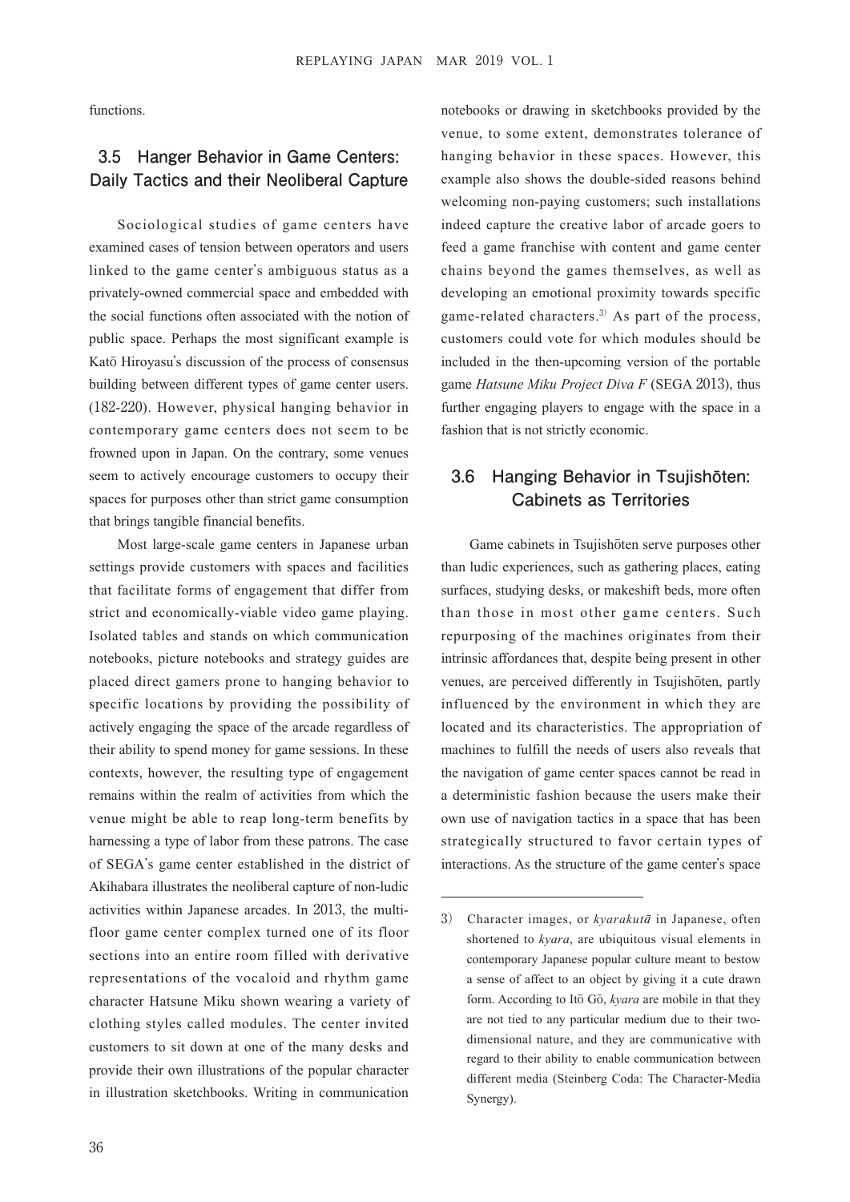functions.

### 3.5 Hanger Behavior in Game Centers: Daily Tactics and their Neoliberal Capture

Sociological studies of game centers have examined cases of tension between operators and users linked to the game center's ambiguous status as a privately-owned commercial space and embedded with the social functions often associated with the notion of public space. Perhaps the most significant example is Katō Hiroyasu's discussion of the process of consensus building between different types of game center users. (182-220). However, physical hanging behavior in contemporary game centers does not seem to be frowned upon in Japan. On the contrary, some venues seem to actively encourage customers to occupy their spaces for purposes other than strict game consumption that brings tangible financial benefits.

Most large-scale game centers in Japanese urban settings provide customers with spaces and facilities that facilitate forms of engagement that differ from strict and economically-viable video game playing. Isolated tables and stands on which communication notebooks, picture notebooks and strategy guides are placed direct gamers prone to hanging behavior to specific locations by providing the possibility of actively engaging the space of the arcade regardless of their ability to spend money for game sessions. In these contexts, however, the resulting type of engagement remains within the realm of activities from which the venue might be able to reap long-term benefits by harnessing a type of labor from these patrons. The case of SEGA's game center established in the district of Akihabara illustrates the neoliberal capture of non-ludic activities within Japanese arcades. In 2013, the multi-floor game center complex turned one of its floor sections into an entire room filled with derivative representations of the vocaloid and rhythm game character Hatsune Miku shown wearing a variety of clothing styles called modules. The center invited customers to sit down at one of the many desks and provide their own illustrations of the popular character in illustration sketchbooks. Writing in communication notebooks or drawing in sketchbooks provided by the venue, to some extent, demonstrates tolerance of hanging behavior in these spaces. However, this example also shows the double-sided reasons behind welcoming non-paying customers; such installations indeed capture the creative labor of arcade goers to feed a game franchise with content and game center chains beyond the games themselves, as well as developing an emotional proximity towards specific game-related characters.[3] As part of the process, customers could vote for which modules should be included in the then-upcoming version of the portable game *Hatsune Miku Project Diva F* (SEGA 2013), thus further engaging players to engage with the space in a fashion that is not strictly economic.

### 3.6 Hanging Behavior in Tsujishōten: Cabinets as Territories

Game cabinets in Tsujishōten serve purposes other than ludic experiences, such as gathering places, eating surfaces, studying desks, or makeshift beds, more often than those in most other game centers. Such repurposing of the machines originates from their intrinsic affordances that, despite being present in other venues, are perceived differently in Tsujishōten, partly influenced by the environment in which they are located and its characteristics. The appropriation of machines to fulfill the needs of users also reveals that the navigation of game center spaces cannot be read in a deterministic fashion because the users make their own use of navigation tactics in a space that has been strategically structured to favor certain types of interactions. As the structure of the game center's space

---

3) Character images, or *kyarakutā* in Japanese, often shortened to *kyara*, are ubiquitous visual elements in contemporary Japanese popular culture meant to bestow a sense of affect to an object by giving it a cute drawn form. According to Itō Gō, *kyara* are mobile in that they are not tied to any particular medium due to their two-dimensional nature, and they are communicative with regard to their ability to enable communication between different media (Steinberg Coda: The Character-Media Synergy).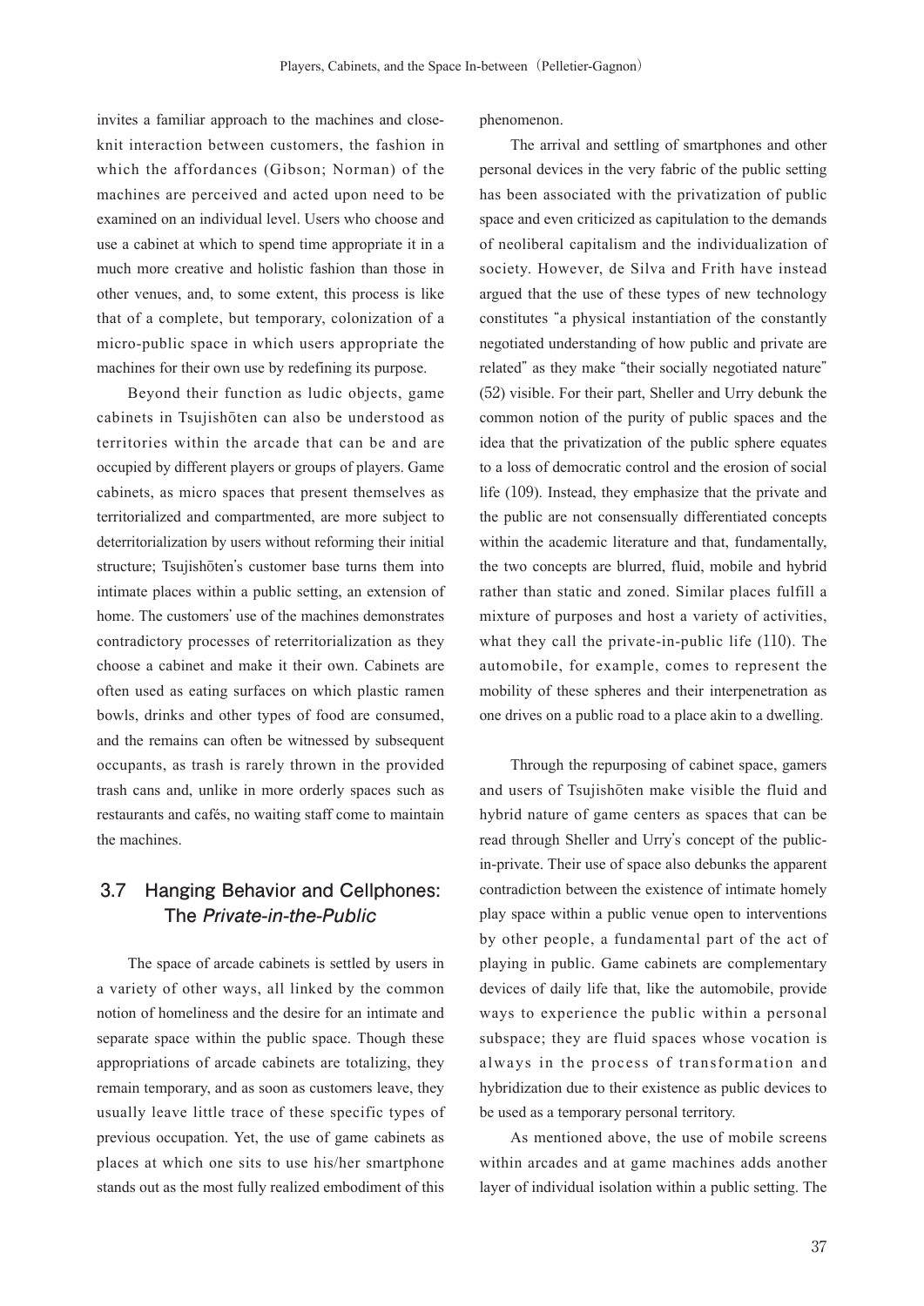invites a familiar approach to the machines and close-knit interaction between customers, the fashion in which the affordances (Gibson; Norman) of the machines are perceived and acted upon need to be examined on an individual level. Users who choose and use a cabinet at which to spend time appropriate it in a much more creative and holistic fashion than those in other venues, and, to some extent, this process is like that of a complete, but temporary, colonization of a micro-public space in which users appropriate the machines for their own use by redefining its purpose.

Beyond their function as ludic objects, game cabinets in Tsujishōten can also be understood as territories within the arcade that can be and are occupied by different players or groups of players. Game cabinets, as micro spaces that present themselves as territorialized and compartmented, are more subject to deterritorialization by users without reforming their initial structure; Tsujishōten's customer base turns them into intimate places within a public setting, an extension of home. The customers' use of the machines demonstrates contradictory processes of reterritorialization as they choose a cabinet and make it their own. Cabinets are often used as eating surfaces on which plastic ramen bowls, drinks and other types of food are consumed, and the remains can often be witnessed by subsequent occupants, as trash is rarely thrown in the provided trash cans and, unlike in more orderly spaces such as restaurants and cafés, no waiting staff come to maintain the machines.

## 3.7 Hanging Behavior and Cellphones: The *Private-in-the-Public*

The space of arcade cabinets is settled by users in a variety of other ways, all linked by the common notion of homeliness and the desire for an intimate and separate space within the public space. Though these appropriations of arcade cabinets are totalizing, they remain temporary, and as soon as customers leave, they usually leave little trace of these specific types of previous occupation. Yet, the use of game cabinets as places at which one sits to use his/her smartphone stands out as the most fully realized embodiment of this phenomenon.

The arrival and settling of smartphones and other personal devices in the very fabric of the public setting has been associated with the privatization of public space and even criticized as capitulation to the demands of neoliberal capitalism and the individualization of society. However, de Silva and Frith have instead argued that the use of these types of new technology constitutes "a physical instantiation of the constantly negotiated understanding of how public and private are related" as they make "their socially negotiated nature" (52) visible. For their part, Sheller and Urry debunk the common notion of the purity of public spaces and the idea that the privatization of the public sphere equates to a loss of democratic control and the erosion of social life (109). Instead, they emphasize that the private and the public are not consensually differentiated concepts within the academic literature and that, fundamentally, the two concepts are blurred, fluid, mobile and hybrid rather than static and zoned. Similar places fulfill a mixture of purposes and host a variety of activities, what they call the private-in-public life (110). The automobile, for example, comes to represent the mobility of these spheres and their interpenetration as one drives on a public road to a place akin to a dwelling.

Through the repurposing of cabinet space, gamers and users of Tsujishōten make visible the fluid and hybrid nature of game centers as spaces that can be read through Sheller and Urry's concept of the public-in-private. Their use of space also debunks the apparent contradiction between the existence of intimate homely play space within a public venue open to interventions by other people, a fundamental part of the act of playing in public. Game cabinets are complementary devices of daily life that, like the automobile, provide ways to experience the public within a personal subspace; they are fluid spaces whose vocation is always in the process of transformation and hybridization due to their existence as public devices to be used as a temporary personal territory.

As mentioned above, the use of mobile screens within arcades and at game machines adds another layer of individual isolation within a public setting. The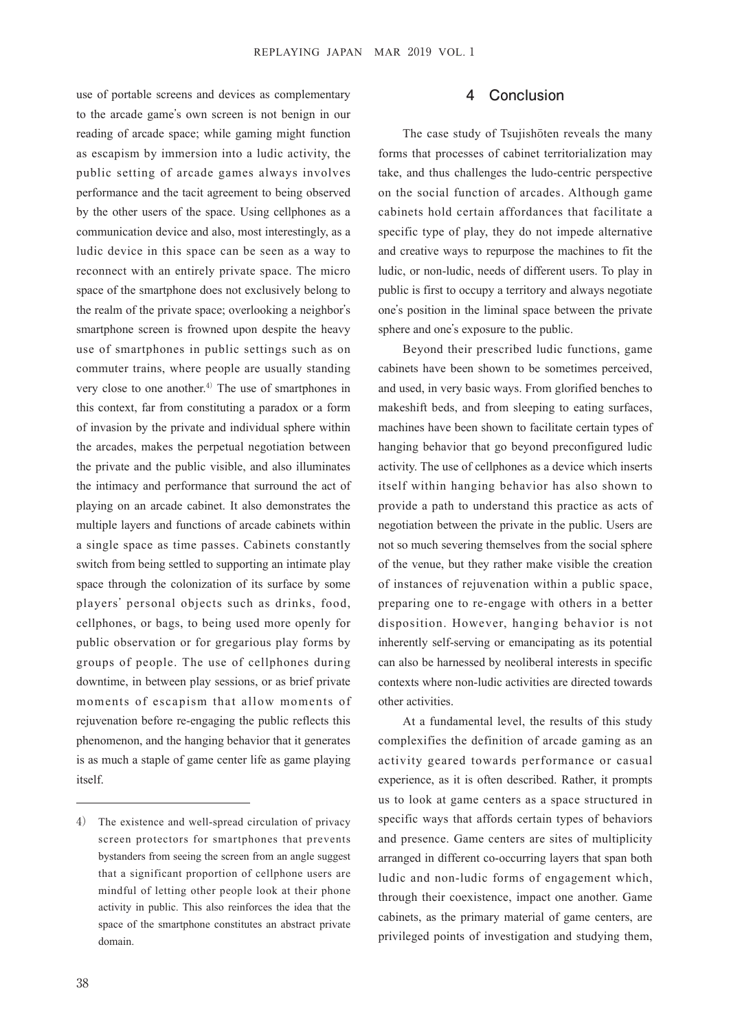use of portable screens and devices as complementary to the arcade game's own screen is not benign in our reading of arcade space; while gaming might function as escapism by immersion into a ludic activity, the public setting of arcade games always involves performance and the tacit agreement to being observed by the other users of the space. Using cellphones as a communication device and also, most interestingly, as a ludic device in this space can be seen as a way to reconnect with an entirely private space. The micro space of the smartphone does not exclusively belong to the realm of the private space; overlooking a neighbor's smartphone screen is frowned upon despite the heavy use of smartphones in public settings such as on commuter trains, where people are usually standing very close to one another.[4] The use of smartphones in this context, far from constituting a paradox or a form of invasion by the private and individual sphere within the arcades, makes the perpetual negotiation between the private and the public visible, and also illuminates the intimacy and performance that surround the act of playing on an arcade cabinet. It also demonstrates the multiple layers and functions of arcade cabinets within a single space as time passes. Cabinets constantly switch from being settled to supporting an intimate play space through the colonization of its surface by some players' personal objects such as drinks, food, cellphones, or bags, to being used more openly for public observation or for gregarious play forms by groups of people. The use of cellphones during downtime, in between play sessions, or as brief private moments of escapism that allow moments of rejuvenation before re-engaging the public reflects this phenomenon, and the hanging behavior that it generates is as much a staple of game center life as game playing itself.

4) The existence and well-spread circulation of privacy screen protectors for smartphones that prevents bystanders from seeing the screen from an angle suggest that a significant proportion of cellphone users are mindful of letting other people look at their phone activity in public. This also reinforces the idea that the space of the smartphone constitutes an abstract private domain.

## 4 Conclusion

The case study of Tsujishōten reveals the many forms that processes of cabinet territorialization may take, and thus challenges the ludo-centric perspective on the social function of arcades. Although game cabinets hold certain affordances that facilitate a specific type of play, they do not impede alternative and creative ways to repurpose the machines to fit the ludic, or non-ludic, needs of different users. To play in public is first to occupy a territory and always negotiate one's position in the liminal space between the private sphere and one's exposure to the public.

Beyond their prescribed ludic functions, game cabinets have been shown to be sometimes perceived, and used, in very basic ways. From glorified benches to makeshift beds, and from sleeping to eating surfaces, machines have been shown to facilitate certain types of hanging behavior that go beyond preconfigured ludic activity. The use of cellphones as a device which inserts itself within hanging behavior has also shown to provide a path to understand this practice as acts of negotiation between the private in the public. Users are not so much severing themselves from the social sphere of the venue, but they rather make visible the creation of instances of rejuvenation within a public space, preparing one to re-engage with others in a better disposition. However, hanging behavior is not inherently self-serving or emancipating as its potential can also be harnessed by neoliberal interests in specific contexts where non-ludic activities are directed towards other activities.

At a fundamental level, the results of this study complexifies the definition of arcade gaming as an activity geared towards performance or casual experience, as it is often described. Rather, it prompts us to look at game centers as a space structured in specific ways that affords certain types of behaviors and presence. Game centers are sites of multiplicity arranged in different co-occurring layers that span both ludic and non-ludic forms of engagement which, through their coexistence, impact one another. Game cabinets, as the primary material of game centers, are privileged points of investigation and studying them,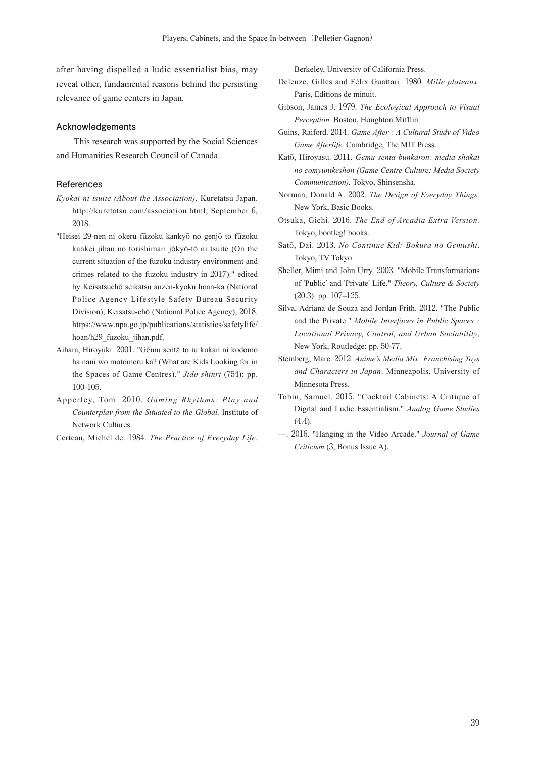after having dispelled a ludic essentialist bias, may reveal other, fundamental reasons behind the persisting relevance of game centers in Japan.

## Acknowledgements

This research was supported by the Social Sciences and Humanities Research Council of Canada.

## References

*Kyōkai ni tsuite (About the Association)*, Kuretatsu Japan. http://kuretatsu.com/association.html, September 6, 2018.

"Heisei 29-nen ni okeru fūzoku kankyō no genjō to fūzoku kankei jihan no torishimari jōkyō-tō ni tsuite (On the current situation of the fuzoku industry environment and crimes related to the fuzoku industry in 2017)." edited by Keisatsuchō seikatsu anzen-kyoku hoan-ka (National Police Agency Lifestyle Safety Bureau Security Division), Keisatsu-chō (National Police Agency), 2018. https://www.npa.go.jp/publications/statistics/safetylife/hoan/h29_fuzoku_jihan.pdf.

Aihara, Hiroyuki. 2001. "Gēmu sentā to iu kukan ni kodomo ha nani wo motomeru ka? (What are Kids Looking for in the Spaces of Game Centres)." *Jidō shinri* (754): pp. 100-105.

Apperley, Tom. 2010. *Gaming Rhythms: Play and Counterplay from the Situated to the Global.* Institute of Network Cultures.

Certeau, Michel de. 1984. *The Practice of Everyday Life.* Berkeley, University of California Press.

Deleuze, Gilles and Félix Guattari. 1980. *Mille plateaux.* Paris, Éditions de minuit.

Gibson, James J. 1979. *The Ecological Approach to Visual Perception.* Boston, Houghton Mifflin.

Guins, Raiford. 2014. *Game After : A Cultural Study of Video Game Afterlife.* Cambridge, The MIT Press.

Katō, Hiroyasu. 2011. *Gēmu sentā bunkaron: media shakai no comyunikēshon (Game Centre Culture: Media Society Communication).* Tokyo, Shinsensha.

Norman, Donald A. 2002. *The Design of Everyday Things.* New York, Basic Books.

Otsuka, Gichi. 2016. *The End of Arcadia Extra Version.* Tokyo, bootleg! books.

Satō, Dai. 2013. *No Continue Kid: Bokura no Gēmushi.* Tokyo, TV Tokyo.

Sheller, Mimi and John Urry. 2003. "Mobile Transformations of 'Public' and 'Private' Life." *Theory, Culture & Society* (20.3): pp. 107–125.

Silva, Adriana de Souza and Jordan Frith. 2012. "The Public and the Private." *Mobile Interfaces in Public Spaces : Locational Privacy, Control, and Urban Sociability*, New York, Routledge: pp. 50-77.

Steinberg, Marc. 2012. *Anime's Media Mix: Franchising Toys and Characters in Japan*. Minneapolis, University of Minnesota Press.

Tobin, Samuel. 2015. "Cocktail Cabinets: A Critique of Digital and Ludic Essentialism." *Analog Game Studies* (4.4).

---. 2016. "Hanging in the Video Arcade." *Journal of Game Criticism* (3, Bonus Issue A).